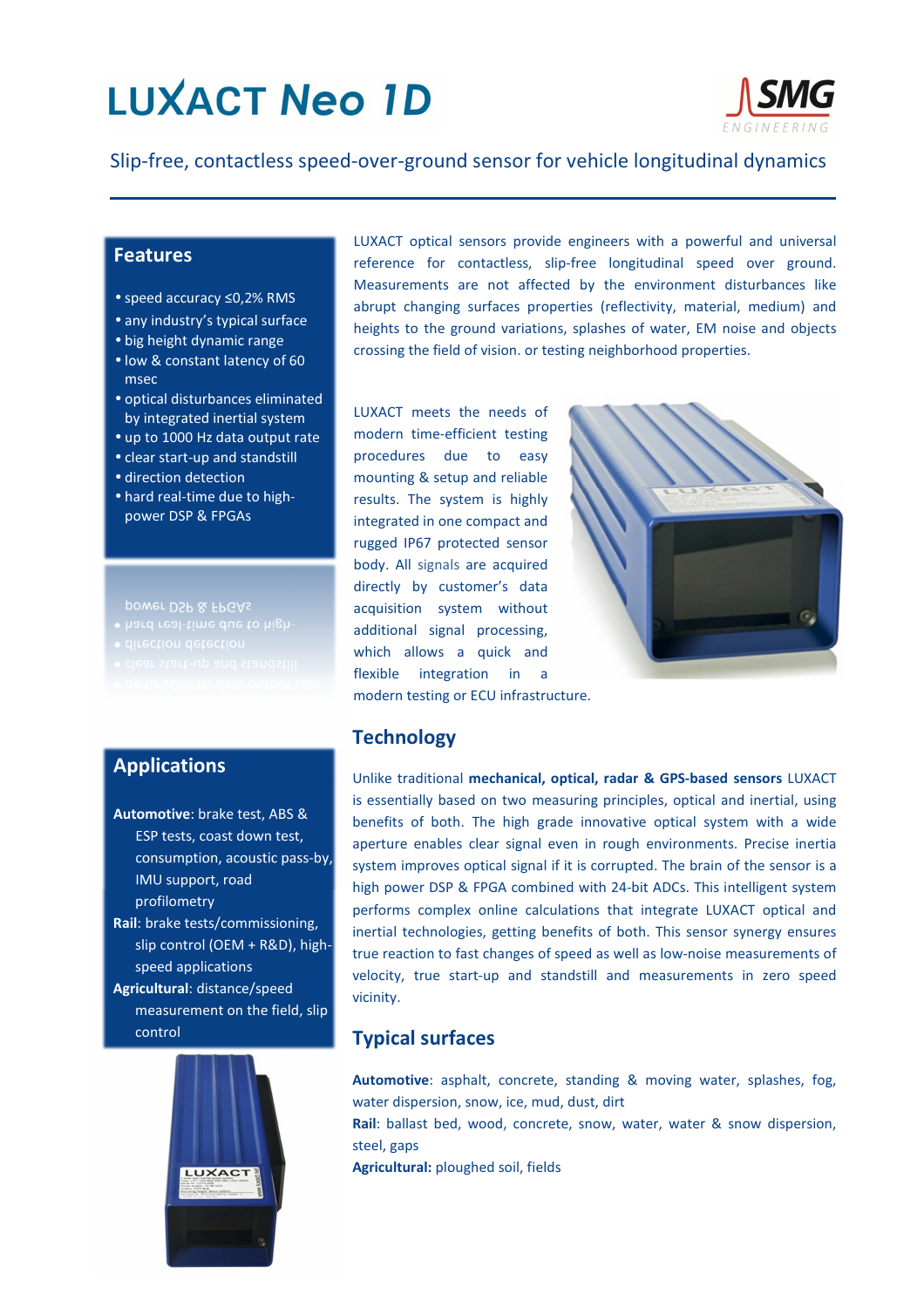# LUXACT Neo 1D

Slip-free, contactless speed-over-ground sensor for vehicle longitudinal dynamics

## Features

- speed accuracy ≤0,2% RMS
- any industry's typical surface
- big height dynamic range
- low & constant latency of 60 msec
- optical disturbances eliminated by integrated inertial system
- up to 1000 Hz data output rate
- clear start-up and standstill
- direction detection
- hard real-time due to high-power DSP & FPGAs

## Applications

**Automotive**: brake test, ABS & ESP tests, coast down test, consumption, acoustic pass-by, IMU support, road profilometry

**Rail**: brake tests/commissioning, slip control (OEM + R&D), high-speed applications

**Agricultural**: distance/speed measurement on the field, slip control

LUXACT optical sensors provide engineers with a powerful and universal reference for contactless, slip-free longitudinal speed over ground. Measurements are not affected by the environment disturbances like abrupt changing surfaces properties (reflectivity, material, medium) and heights to the ground variations, splashes of water, EM noise and objects crossing the field of vision. or testing neighborhood properties.

LUXACT meets the needs of modern time-efficient testing procedures due to easy mounting & setup and reliable results. The system is highly integrated in one compact and rugged IP67 protected sensor body. All signals are acquired directly by customer's data acquisition system without additional signal processing, which allows a quick and flexible integration in a modern testing or ECU infrastructure.

## Technology

Unlike traditional **mechanical, optical, radar & GPS-based sensors** LUXACT is essentially based on two measuring principles, optical and inertial, using benefits of both. The high grade innovative optical system with a wide aperture enables clear signal even in rough environments. Precise inertia system improves optical signal if it is corrupted. The brain of the sensor is a high power DSP & FPGA combined with 24-bit ADCs. This intelligent system performs complex online calculations that integrate LUXACT optical and inertial technologies, getting benefits of both. This sensor synergy ensures true reaction to fast changes of speed as well as low-noise measurements of velocity, true start-up and standstill and measurements in zero speed vicinity.

## Typical surfaces

**Automotive**: asphalt, concrete, standing & moving water, splashes, fog, water dispersion, snow, ice, mud, dust, dirt

**Rail**: ballast bed, wood, concrete, snow, water, water & snow dispersion, steel, gaps

**Agricultural:** ploughed soil, fields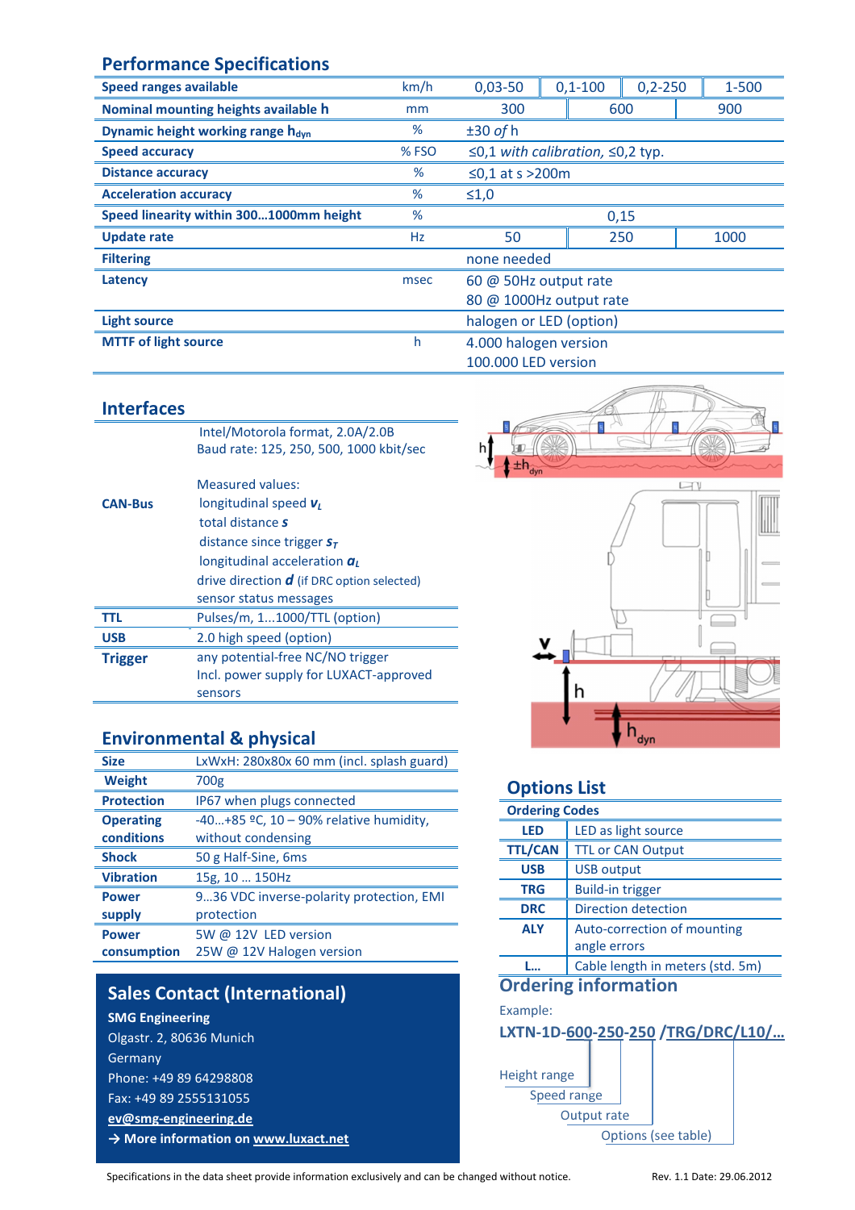## Performance Specifications

| | | | | | |
|---|---|---|---|---|---|
| **Speed ranges available** | km/h | 0,03-50 | 0,1-100 | 0,2-250 | 1-500 |
| **Nominal mounting heights available h** | mm | 300 | 600 | | 900 |
| **Dynamic height working range $h_{dyn}$** | % | ±30 *of* h | | | |
| **Speed accuracy** | % FSO | ≤0,1 *with calibration,* ≤0,2 typ. | | | |
| **Distance accuracy** | % | ≤0,1 at s >200m | | | |
| **Acceleration accuracy** | % | ≤1,0 | | | |
| **Speed linearity within 300…1000mm height** | % | 0,15 | | | |
| **Update rate** | Hz | 50 | 250 | | 1000 |
| **Filtering** | | none needed | | | |
| **Latency** | msec | 60 @ 50Hz output rate<br>80 @ 1000Hz output rate | | | |
| **Light source** | | halogen or LED (option) | | | |
| **MTTF of light source** | h | 4.000 halogen version<br>100.000 LED version | | | |

## Interfaces

| | |
|---|---|
| **CAN-Bus** | Intel/Motorola format, 2.0A/2.0B<br>Baud rate: 125, 250, 500, 1000 kbit/sec<br><br>Measured values:<br>longitudinal speed $v_L$<br>total distance $s$<br>distance since trigger $s_T$<br>longitudinal acceleration $a_L$<br>drive direction $d$ (if DRC option selected)<br>sensor status messages |
| **TTL** | Pulses/m, 1...1000/TTL (option) |
| **USB** | 2.0 high speed (option) |
| **Trigger** | any potential-free NC/NO trigger<br>Incl. power supply for LUXACT-approved sensors |

h

±$h_{dyn}$

v

h

$h_{dyn}$

## Environmental & physical

| | |
|---|---|
| **Size** | LxWxH: 280x80x 60 mm (incl. splash guard) |
| **Weight** | 700g |
| **Protection** | IP67 when plugs connected |
| **Operating conditions** | -40…+85 ºC, 10 – 90% relative humidity, without condensing |
| **Shock** | 50 g Half-Sine, 6ms |
| **Vibration** | 15g, 10 … 150Hz |
| **Power supply** | 9…36 VDC inverse-polarity protection, EMI protection |
| **Power consumption** | 5W @ 12V LED version<br>25W @ 12V Halogen version |

## Options List

| Ordering Codes | |
|---|---|
| **LED** | LED as light source |
| **TTL/CAN** | TTL or CAN Output |
| **USB** | USB output |
| **TRG** | Build-in trigger |
| **DRC** | Direction detection |
| **ALY** | Auto-correction of mounting angle errors |
| **L…** | Cable length in meters (std. 5m) |

## Ordering information

Example:

**LXTN-1D-600-250-250 /TRG/DRC/L10/…**

Height range

Speed range

Output rate

Options (see table)

## Sales Contact (International)

**SMG Engineering**
Olgastr. 2, 80636 Munich
Germany
Phone: +49 89 64298808
Fax: +49 89 2555131055
**ev@smg-engineering.de**
**→ More information on www.luxact.net**

Specifications in the data sheet provide information exclusively and can be changed without notice. Rev. 1.1 Date: 29.06.2012